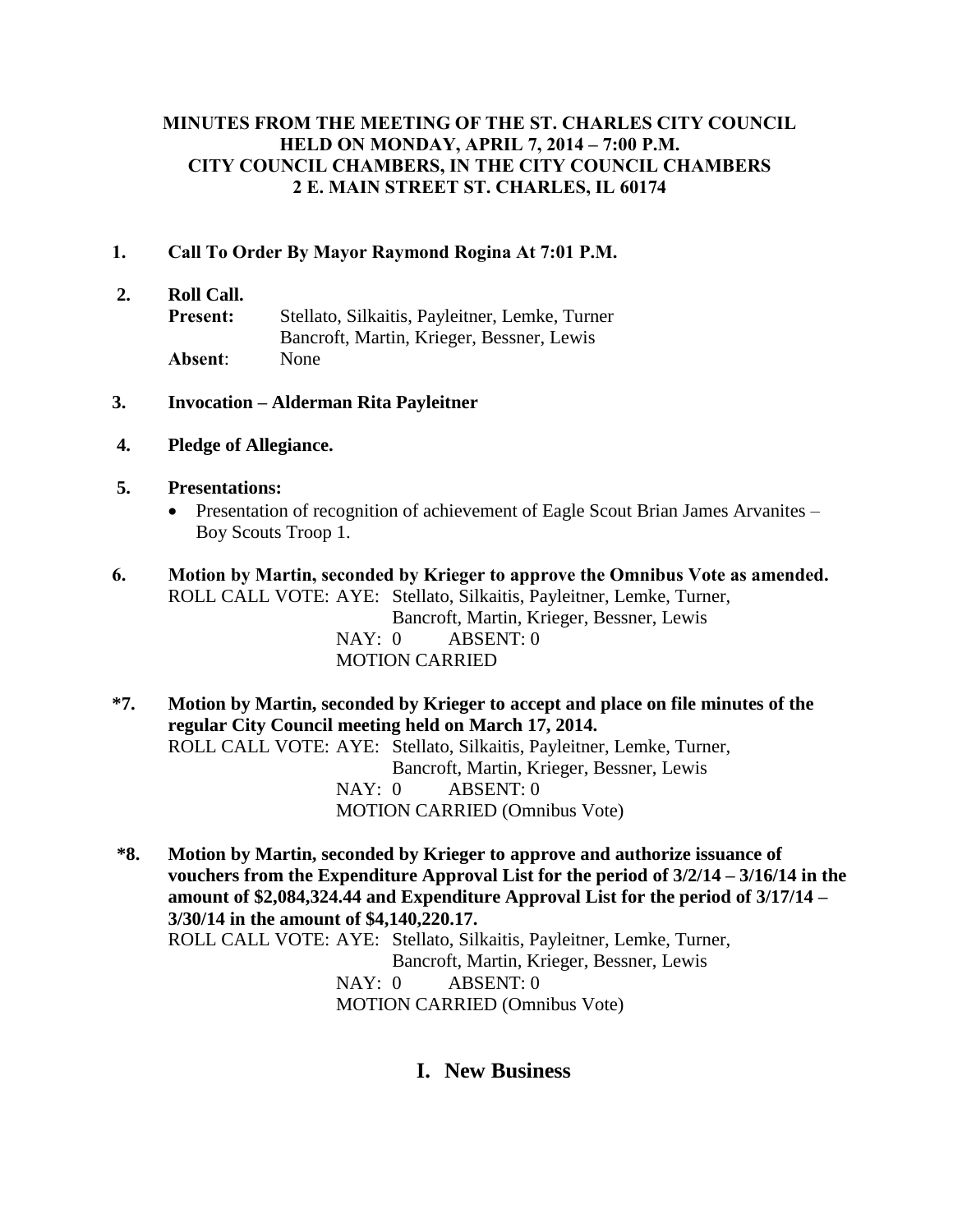**MINUTES FROM THE MEETING OF THE ST. CHARLES CITY COUNCIL**
**HELD ON MONDAY, APRIL 7, 2014 – 7:00 P.M.**
**CITY COUNCIL CHAMBERS, IN THE CITY COUNCIL CHAMBERS**
**2 E. MAIN STREET ST. CHARLES, IL 60174**

**1. Call To Order By Mayor Raymond Rogina At 7:01 P.M.**

**2. Roll Call.**

**Present:** Stellato, Silkaitis, Payleitner, Lemke, Turner
Bancroft, Martin, Krieger, Bessner, Lewis

**Absent**: None

**3. Invocation – Alderman Rita Payleitner**

**4. Pledge of Allegiance.**

**5. Presentations:**

- Presentation of recognition of achievement of Eagle Scout Brian James Arvanites – Boy Scouts Troop 1.

**6. Motion by Martin, seconded by Krieger to approve the Omnibus Vote as amended.**

ROLL CALL VOTE: AYE: Stellato, Silkaitis, Payleitner, Lemke, Turner,
Bancroft, Martin, Krieger, Bessner, Lewis
NAY: 0 ABSENT: 0
MOTION CARRIED

**\*7. Motion by Martin, seconded by Krieger to accept and place on file minutes of the regular City Council meeting held on March 17, 2014.**

ROLL CALL VOTE: AYE: Stellato, Silkaitis, Payleitner, Lemke, Turner,
Bancroft, Martin, Krieger, Bessner, Lewis
NAY: 0 ABSENT: 0
MOTION CARRIED (Omnibus Vote)

**\*8. Motion by Martin, seconded by Krieger to approve and authorize issuance of vouchers from the Expenditure Approval List for the period of 3/2/14 – 3/16/14 in the amount of $2,084,324.44 and Expenditure Approval List for the period of 3/17/14 – 3/30/14 in the amount of $4,140,220.17.**

ROLL CALL VOTE: AYE: Stellato, Silkaitis, Payleitner, Lemke, Turner,
Bancroft, Martin, Krieger, Bessner, Lewis
NAY: 0 ABSENT: 0
MOTION CARRIED (Omnibus Vote)

## I. New Business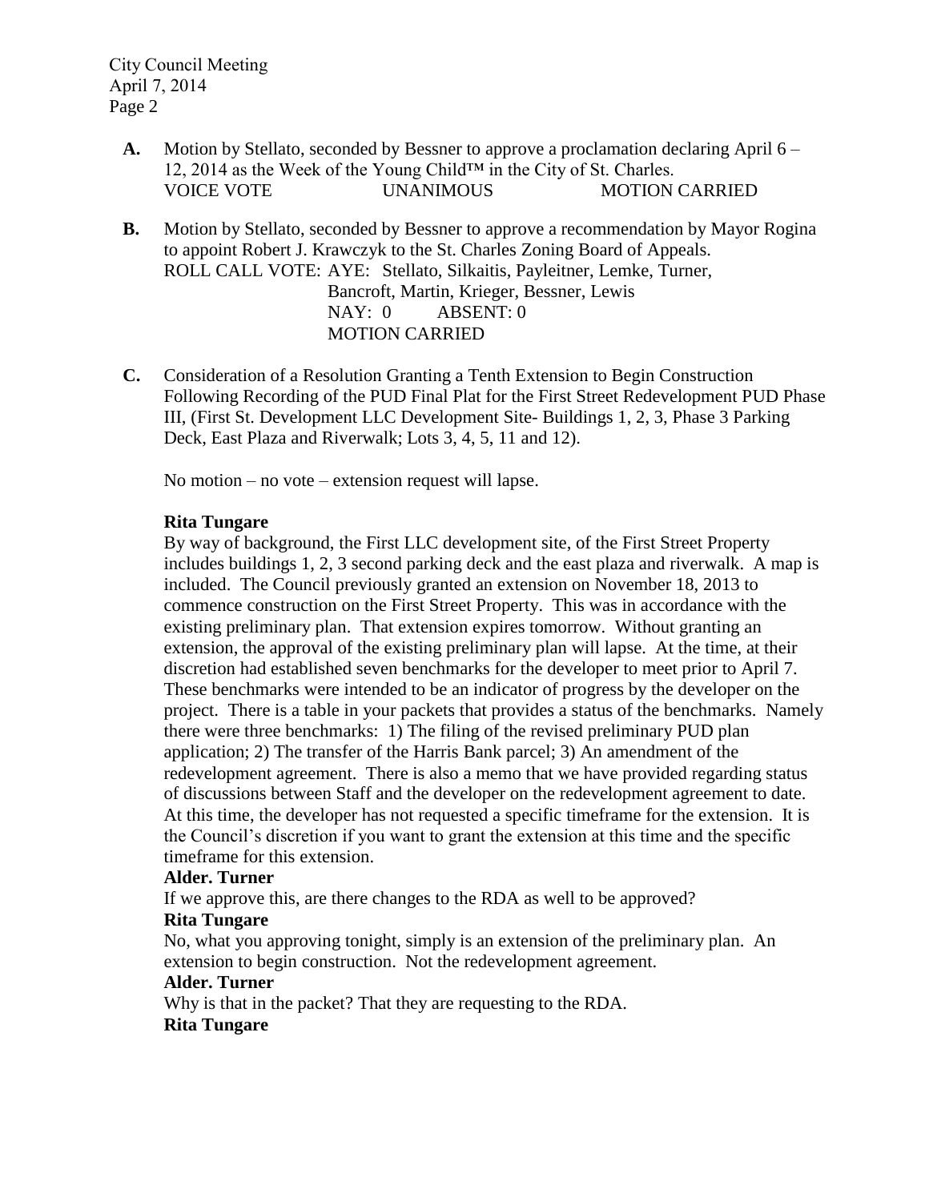**A.** Motion by Stellato, seconded by Bessner to approve a proclamation declaring April 6 – 12, 2014 as the Week of the Young Child™ in the City of St. Charles.
VOICE VOTE UNANIMOUS MOTION CARRIED

**B.** Motion by Stellato, seconded by Bessner to approve a recommendation by Mayor Rogina to appoint Robert J. Krawczyk to the St. Charles Zoning Board of Appeals.
ROLL CALL VOTE: AYE: Stellato, Silkaitis, Payleitner, Lemke, Turner, Bancroft, Martin, Krieger, Bessner, Lewis
NAY: 0 ABSENT: 0
MOTION CARRIED

**C.** Consideration of a Resolution Granting a Tenth Extension to Begin Construction Following Recording of the PUD Final Plat for the First Street Redevelopment PUD Phase III, (First St. Development LLC Development Site- Buildings 1, 2, 3, Phase 3 Parking Deck, East Plaza and Riverwalk; Lots 3, 4, 5, 11 and 12).

No motion – no vote – extension request will lapse.

**Rita Tungare**
By way of background, the First LLC development site, of the First Street Property includes buildings 1, 2, 3 second parking deck and the east plaza and riverwalk. A map is included. The Council previously granted an extension on November 18, 2013 to commence construction on the First Street Property. This was in accordance with the existing preliminary plan. That extension expires tomorrow. Without granting an extension, the approval of the existing preliminary plan will lapse. At the time, at their discretion had established seven benchmarks for the developer to meet prior to April 7. These benchmarks were intended to be an indicator of progress by the developer on the project. There is a table in your packets that provides a status of the benchmarks. Namely there were three benchmarks: 1) The filing of the revised preliminary PUD plan application; 2) The transfer of the Harris Bank parcel; 3) An amendment of the redevelopment agreement. There is also a memo that we have provided regarding status of discussions between Staff and the developer on the redevelopment agreement to date. At this time, the developer has not requested a specific timeframe for the extension. It is the Council's discretion if you want to grant the extension at this time and the specific timeframe for this extension.
**Alder. Turner**
If we approve this, are there changes to the RDA as well to be approved?
**Rita Tungare**
No, what you approving tonight, simply is an extension of the preliminary plan. An extension to begin construction. Not the redevelopment agreement.
**Alder. Turner**
Why is that in the packet? That they are requesting to the RDA.
**Rita Tungare**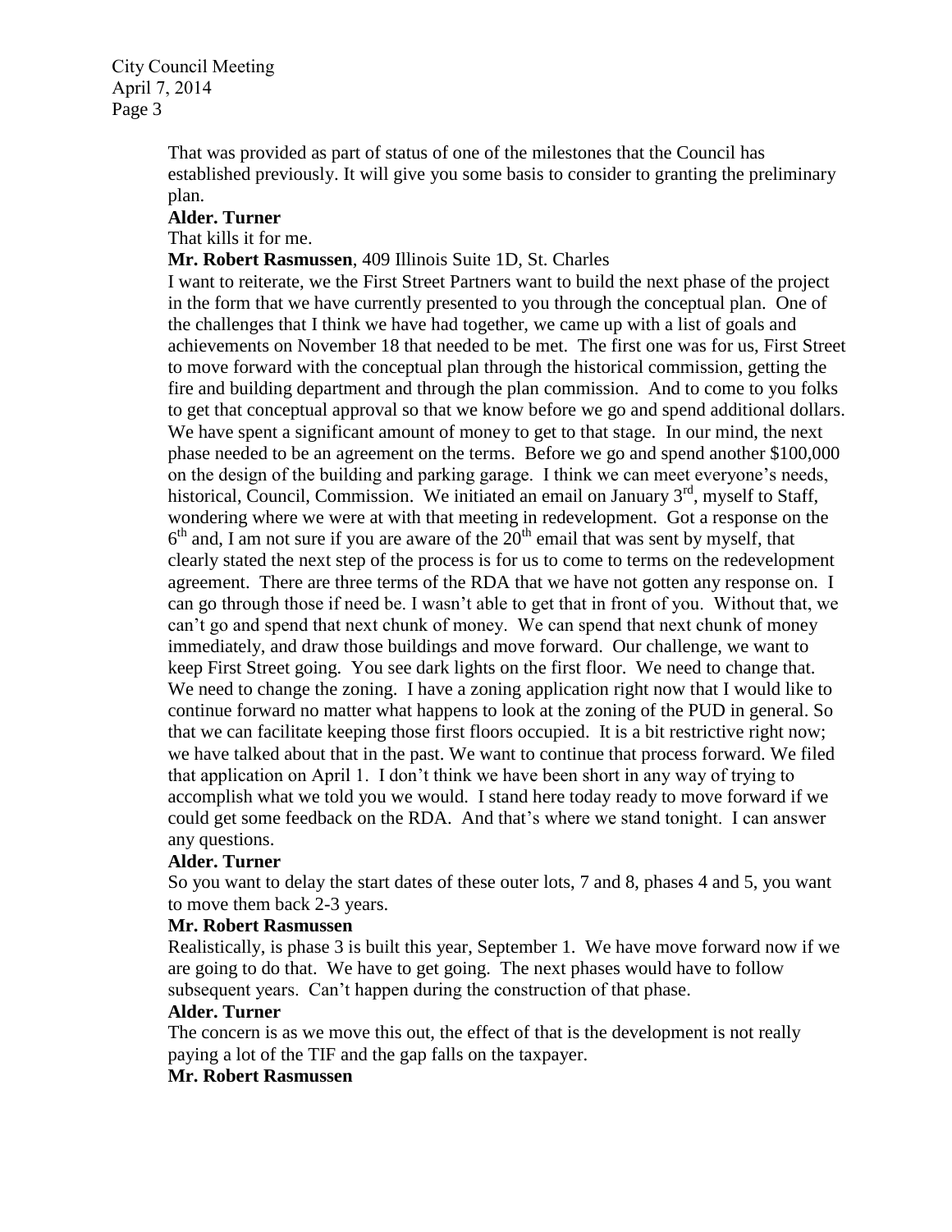That was provided as part of status of one of the milestones that the Council has established previously. It will give you some basis to consider to granting the preliminary plan.

**Alder. Turner**

That kills it for me.

**Mr. Robert Rasmussen**, 409 Illinois Suite 1D, St. Charles

I want to reiterate, we the First Street Partners want to build the next phase of the project in the form that we have currently presented to you through the conceptual plan. One of the challenges that I think we have had together, we came up with a list of goals and achievements on November 18 that needed to be met. The first one was for us, First Street to move forward with the conceptual plan through the historical commission, getting the fire and building department and through the plan commission. And to come to you folks to get that conceptual approval so that we know before we go and spend additional dollars. We have spent a significant amount of money to get to that stage. In our mind, the next phase needed to be an agreement on the terms. Before we go and spend another $100,000 on the design of the building and parking garage. I think we can meet everyone's needs, historical, Council, Commission. We initiated an email on January 3rd, myself to Staff, wondering where we were at with that meeting in redevelopment. Got a response on the 6th and, I am not sure if you are aware of the 20th email that was sent by myself, that clearly stated the next step of the process is for us to come to terms on the redevelopment agreement. There are three terms of the RDA that we have not gotten any response on. I can go through those if need be. I wasn't able to get that in front of you. Without that, we can't go and spend that next chunk of money. We can spend that next chunk of money immediately, and draw those buildings and move forward. Our challenge, we want to keep First Street going. You see dark lights on the first floor. We need to change that. We need to change the zoning. I have a zoning application right now that I would like to continue forward no matter what happens to look at the zoning of the PUD in general. So that we can facilitate keeping those first floors occupied. It is a bit restrictive right now; we have talked about that in the past. We want to continue that process forward. We filed that application on April 1. I don't think we have been short in any way of trying to accomplish what we told you we would. I stand here today ready to move forward if we could get some feedback on the RDA. And that's where we stand tonight. I can answer any questions.

**Alder. Turner**

So you want to delay the start dates of these outer lots, 7 and 8, phases 4 and 5, you want to move them back 2-3 years.

**Mr. Robert Rasmussen**

Realistically, is phase 3 is built this year, September 1. We have move forward now if we are going to do that. We have to get going. The next phases would have to follow subsequent years. Can't happen during the construction of that phase.

**Alder. Turner**

The concern is as we move this out, the effect of that is the development is not really paying a lot of the TIF and the gap falls on the taxpayer.

**Mr. Robert Rasmussen**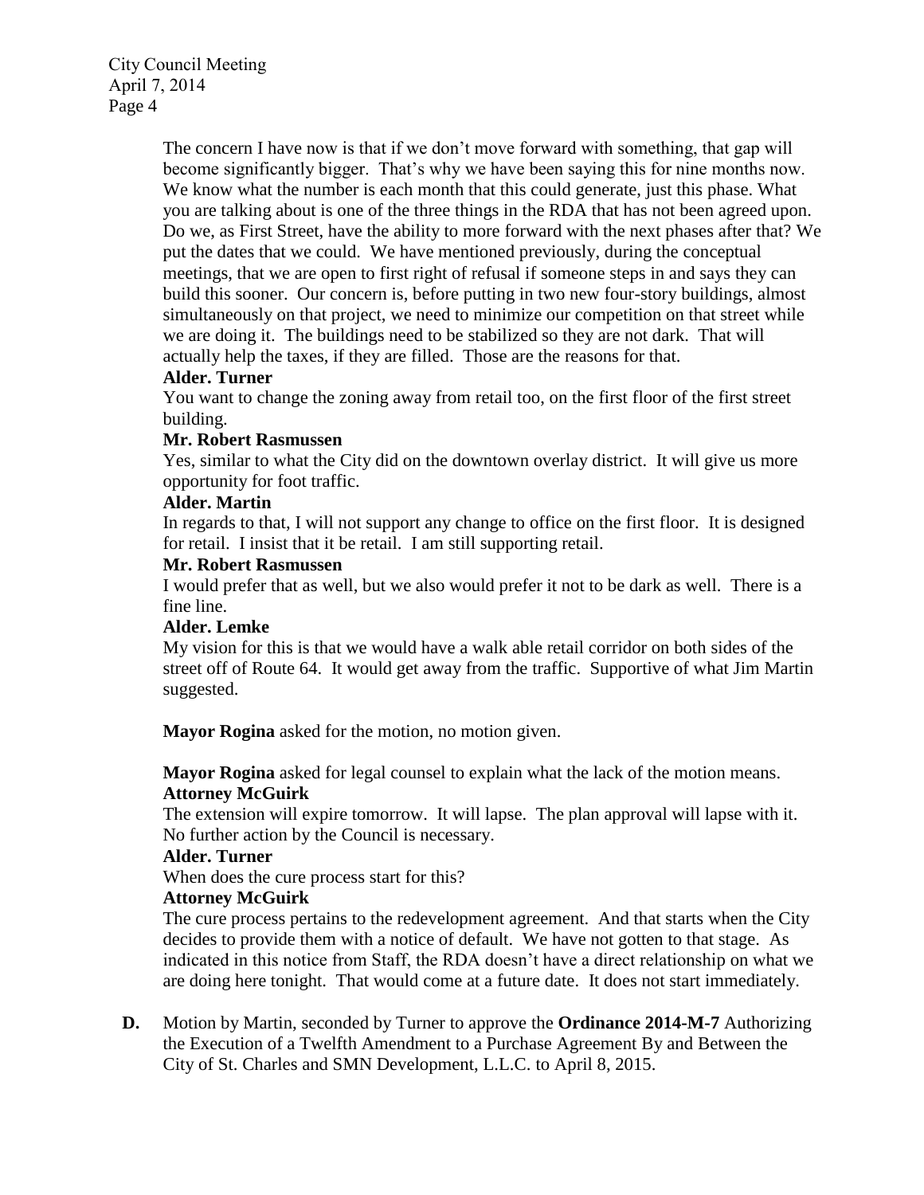The concern I have now is that if we don't move forward with something, that gap will become significantly bigger. That's why we have been saying this for nine months now. We know what the number is each month that this could generate, just this phase. What you are talking about is one of the three things in the RDA that has not been agreed upon. Do we, as First Street, have the ability to more forward with the next phases after that? We put the dates that we could. We have mentioned previously, during the conceptual meetings, that we are open to first right of refusal if someone steps in and says they can build this sooner. Our concern is, before putting in two new four-story buildings, almost simultaneously on that project, we need to minimize our competition on that street while we are doing it. The buildings need to be stabilized so they are not dark. That will actually help the taxes, if they are filled. Those are the reasons for that.

**Alder. Turner**
You want to change the zoning away from retail too, on the first floor of the first street building.

**Mr. Robert Rasmussen**
Yes, similar to what the City did on the downtown overlay district. It will give us more opportunity for foot traffic.

**Alder. Martin**
In regards to that, I will not support any change to office on the first floor. It is designed for retail. I insist that it be retail. I am still supporting retail.

**Mr. Robert Rasmussen**
I would prefer that as well, but we also would prefer it not to be dark as well. There is a fine line.

**Alder. Lemke**
My vision for this is that we would have a walk able retail corridor on both sides of the street off of Route 64. It would get away from the traffic. Supportive of what Jim Martin suggested.

**Mayor Rogina** asked for the motion, no motion given.

**Mayor Rogina** asked for legal counsel to explain what the lack of the motion means.

**Attorney McGuirk**
The extension will expire tomorrow. It will lapse. The plan approval will lapse with it. No further action by the Council is necessary.

**Alder. Turner**
When does the cure process start for this?

**Attorney McGuirk**
The cure process pertains to the redevelopment agreement. And that starts when the City decides to provide them with a notice of default. We have not gotten to that stage. As indicated in this notice from Staff, the RDA doesn't have a direct relationship on what we are doing here tonight. That would come at a future date. It does not start immediately.

**D.** Motion by Martin, seconded by Turner to approve the **Ordinance 2014-M-7** Authorizing the Execution of a Twelfth Amendment to a Purchase Agreement By and Between the City of St. Charles and SMN Development, L.L.C. to April 8, 2015.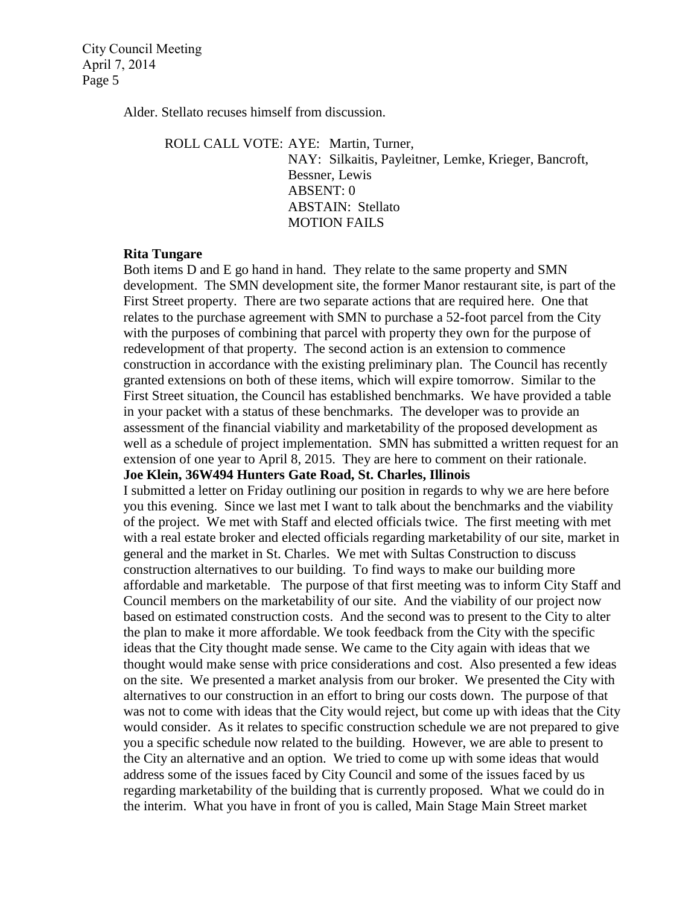Alder. Stellato recuses himself from discussion.

ROLL CALL VOTE: AYE: Martin, Turner,
NAY: Silkaitis, Payleitner, Lemke, Krieger, Bancroft, Bessner, Lewis
ABSENT: 0
ABSTAIN: Stellato
MOTION FAILS

**Rita Tungare**

Both items D and E go hand in hand. They relate to the same property and SMN development. The SMN development site, the former Manor restaurant site, is part of the First Street property. There are two separate actions that are required here. One that relates to the purchase agreement with SMN to purchase a 52-foot parcel from the City with the purposes of combining that parcel with property they own for the purpose of redevelopment of that property. The second action is an extension to commence construction in accordance with the existing preliminary plan. The Council has recently granted extensions on both of these items, which will expire tomorrow. Similar to the First Street situation, the Council has established benchmarks. We have provided a table in your packet with a status of these benchmarks. The developer was to provide an assessment of the financial viability and marketability of the proposed development as well as a schedule of project implementation. SMN has submitted a written request for an extension of one year to April 8, 2015. They are here to comment on their rationale.

**Joe Klein, 36W494 Hunters Gate Road, St. Charles, Illinois**

I submitted a letter on Friday outlining our position in regards to why we are here before you this evening. Since we last met I want to talk about the benchmarks and the viability of the project. We met with Staff and elected officials twice. The first meeting with met with a real estate broker and elected officials regarding marketability of our site, market in general and the market in St. Charles. We met with Sultas Construction to discuss construction alternatives to our building. To find ways to make our building more affordable and marketable. The purpose of that first meeting was to inform City Staff and Council members on the marketability of our site. And the viability of our project now based on estimated construction costs. And the second was to present to the City to alter the plan to make it more affordable. We took feedback from the City with the specific ideas that the City thought made sense. We came to the City again with ideas that we thought would make sense with price considerations and cost. Also presented a few ideas on the site. We presented a market analysis from our broker. We presented the City with alternatives to our construction in an effort to bring our costs down. The purpose of that was not to come with ideas that the City would reject, but come up with ideas that the City would consider. As it relates to specific construction schedule we are not prepared to give you a specific schedule now related to the building. However, we are able to present to the City an alternative and an option. We tried to come up with some ideas that would address some of the issues faced by City Council and some of the issues faced by us regarding marketability of the building that is currently proposed. What we could do in the interim. What you have in front of you is called, Main Stage Main Street market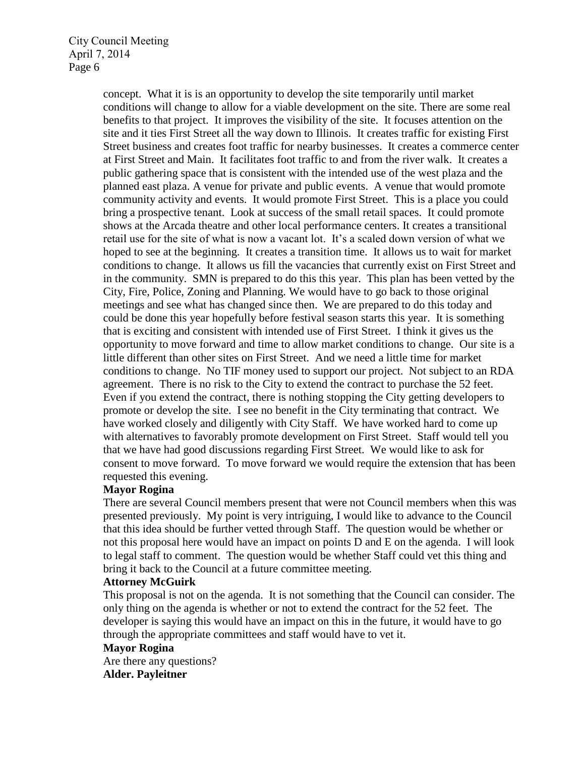concept. What it is is an opportunity to develop the site temporarily until market conditions will change to allow for a viable development on the site. There are some real benefits to that project. It improves the visibility of the site. It focuses attention on the site and it ties First Street all the way down to Illinois. It creates traffic for existing First Street business and creates foot traffic for nearby businesses. It creates a commerce center at First Street and Main. It facilitates foot traffic to and from the river walk. It creates a public gathering space that is consistent with the intended use of the west plaza and the planned east plaza. A venue for private and public events. A venue that would promote community activity and events. It would promote First Street. This is a place you could bring a prospective tenant. Look at success of the small retail spaces. It could promote shows at the Arcada theatre and other local performance centers. It creates a transitional retail use for the site of what is now a vacant lot. It's a scaled down version of what we hoped to see at the beginning. It creates a transition time. It allows us to wait for market conditions to change. It allows us fill the vacancies that currently exist on First Street and in the community. SMN is prepared to do this this year. This plan has been vetted by the City, Fire, Police, Zoning and Planning. We would have to go back to those original meetings and see what has changed since then. We are prepared to do this today and could be done this year hopefully before festival season starts this year. It is something that is exciting and consistent with intended use of First Street. I think it gives us the opportunity to move forward and time to allow market conditions to change. Our site is a little different than other sites on First Street. And we need a little time for market conditions to change. No TIF money used to support our project. Not subject to an RDA agreement. There is no risk to the City to extend the contract to purchase the 52 feet. Even if you extend the contract, there is nothing stopping the City getting developers to promote or develop the site. I see no benefit in the City terminating that contract. We have worked closely and diligently with City Staff. We have worked hard to come up with alternatives to favorably promote development on First Street. Staff would tell you that we have had good discussions regarding First Street. We would like to ask for consent to move forward. To move forward we would require the extension that has been requested this evening.

**Mayor Rogina**

There are several Council members present that were not Council members when this was presented previously. My point is very intriguing, I would like to advance to the Council that this idea should be further vetted through Staff. The question would be whether or not this proposal here would have an impact on points D and E on the agenda. I will look to legal staff to comment. The question would be whether Staff could vet this thing and bring it back to the Council at a future committee meeting.

**Attorney McGuirk**

This proposal is not on the agenda. It is not something that the Council can consider. The only thing on the agenda is whether or not to extend the contract for the 52 feet. The developer is saying this would have an impact on this in the future, it would have to go through the appropriate committees and staff would have to vet it.

**Mayor Rogina**

Are there any questions?

**Alder. Payleitner**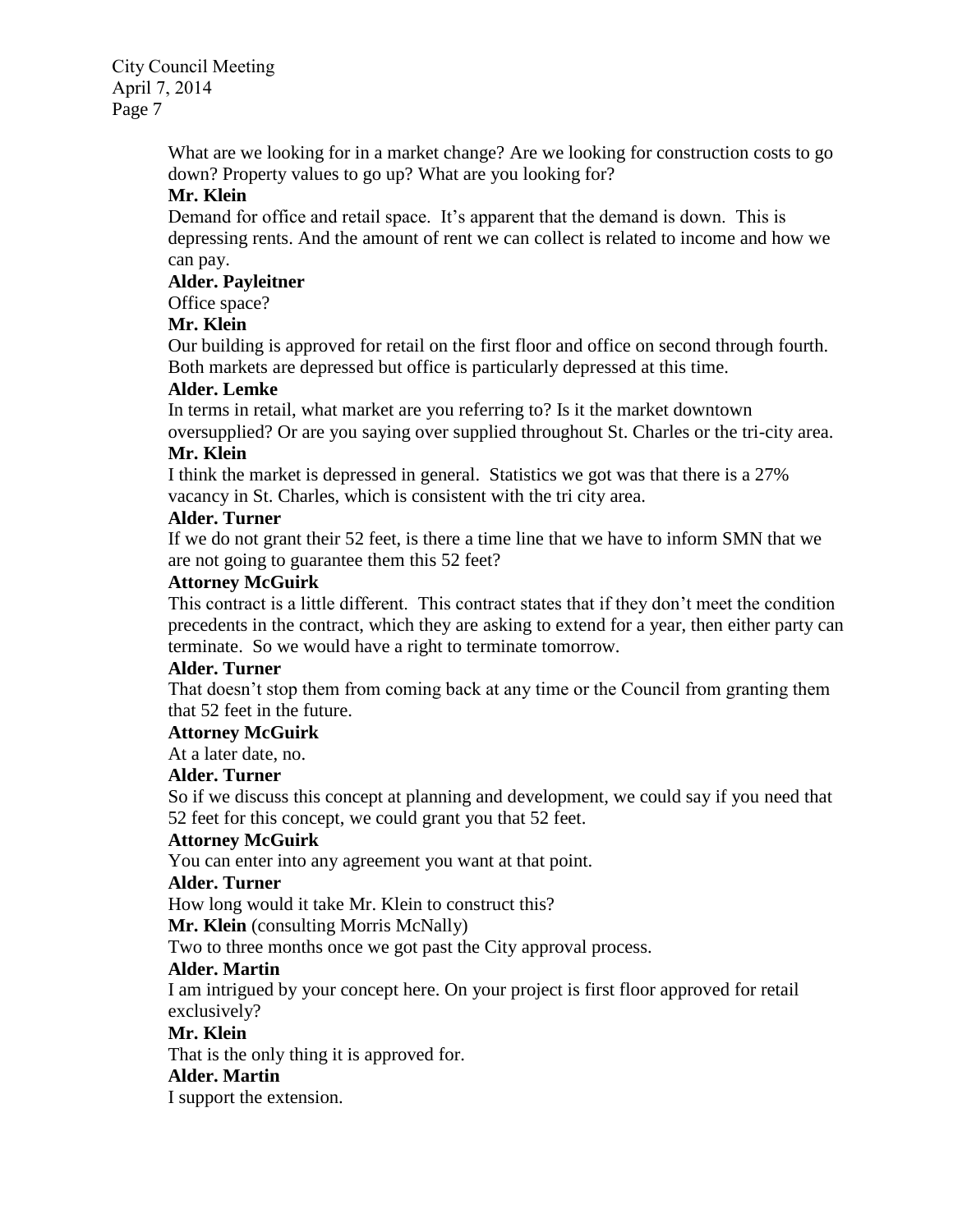What are we looking for in a market change? Are we looking for construction costs to go down? Property values to go up? What are you looking for?

**Mr. Klein**

Demand for office and retail space. It's apparent that the demand is down. This is depressing rents. And the amount of rent we can collect is related to income and how we can pay.

**Alder. Payleitner**

Office space?

**Mr. Klein**

Our building is approved for retail on the first floor and office on second through fourth. Both markets are depressed but office is particularly depressed at this time.

**Alder. Lemke**

In terms in retail, what market are you referring to? Is it the market downtown oversupplied? Or are you saying over supplied throughout St. Charles or the tri-city area.

**Mr. Klein**

I think the market is depressed in general. Statistics we got was that there is a 27% vacancy in St. Charles, which is consistent with the tri city area.

**Alder. Turner**

If we do not grant their 52 feet, is there a time line that we have to inform SMN that we are not going to guarantee them this 52 feet?

**Attorney McGuirk**

This contract is a little different. This contract states that if they don't meet the condition precedents in the contract, which they are asking to extend for a year, then either party can terminate. So we would have a right to terminate tomorrow.

**Alder. Turner**

That doesn't stop them from coming back at any time or the Council from granting them that 52 feet in the future.

**Attorney McGuirk**

At a later date, no.

**Alder. Turner**

So if we discuss this concept at planning and development, we could say if you need that 52 feet for this concept, we could grant you that 52 feet.

**Attorney McGuirk**

You can enter into any agreement you want at that point.

**Alder. Turner**

How long would it take Mr. Klein to construct this?

**Mr. Klein** (consulting Morris McNally)

Two to three months once we got past the City approval process.

**Alder. Martin**

I am intrigued by your concept here. On your project is first floor approved for retail exclusively?

**Mr. Klein**

That is the only thing it is approved for.

**Alder. Martin**

I support the extension.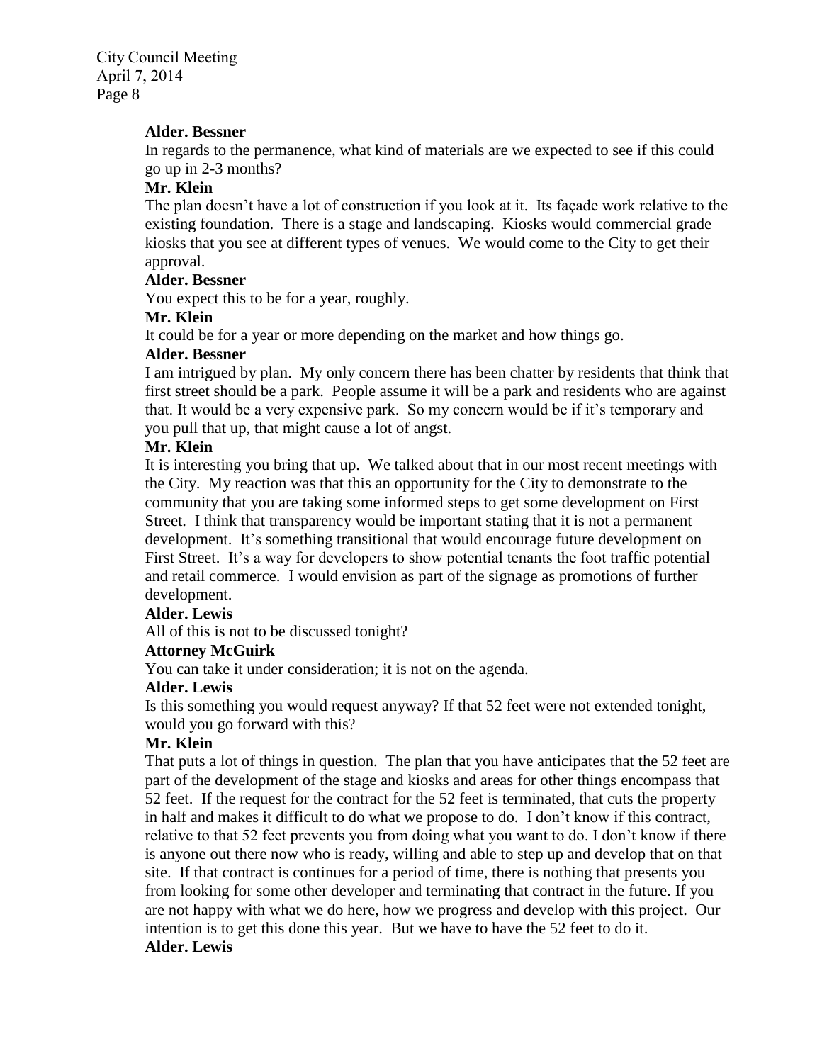**Alder. Bessner**

In regards to the permanence, what kind of materials are we expected to see if this could go up in 2-3 months?

**Mr. Klein**

The plan doesn't have a lot of construction if you look at it. Its façade work relative to the existing foundation. There is a stage and landscaping. Kiosks would commercial grade kiosks that you see at different types of venues. We would come to the City to get their approval.

**Alder. Bessner**

You expect this to be for a year, roughly.

**Mr. Klein**

It could be for a year or more depending on the market and how things go.

**Alder. Bessner**

I am intrigued by plan. My only concern there has been chatter by residents that think that first street should be a park. People assume it will be a park and residents who are against that. It would be a very expensive park. So my concern would be if it's temporary and you pull that up, that might cause a lot of angst.

**Mr. Klein**

It is interesting you bring that up. We talked about that in our most recent meetings with the City. My reaction was that this an opportunity for the City to demonstrate to the community that you are taking some informed steps to get some development on First Street. I think that transparency would be important stating that it is not a permanent development. It's something transitional that would encourage future development on First Street. It's a way for developers to show potential tenants the foot traffic potential and retail commerce. I would envision as part of the signage as promotions of further development.

**Alder. Lewis**

All of this is not to be discussed tonight?

**Attorney McGuirk**

You can take it under consideration; it is not on the agenda.

**Alder. Lewis**

Is this something you would request anyway? If that 52 feet were not extended tonight, would you go forward with this?

**Mr. Klein**

That puts a lot of things in question. The plan that you have anticipates that the 52 feet are part of the development of the stage and kiosks and areas for other things encompass that 52 feet. If the request for the contract for the 52 feet is terminated, that cuts the property in half and makes it difficult to do what we propose to do. I don't know if this contract, relative to that 52 feet prevents you from doing what you want to do. I don't know if there is anyone out there now who is ready, willing and able to step up and develop that on that site. If that contract is continues for a period of time, there is nothing that presents you from looking for some other developer and terminating that contract in the future. If you are not happy with what we do here, how we progress and develop with this project. Our intention is to get this done this year. But we have to have the 52 feet to do it.

**Alder. Lewis**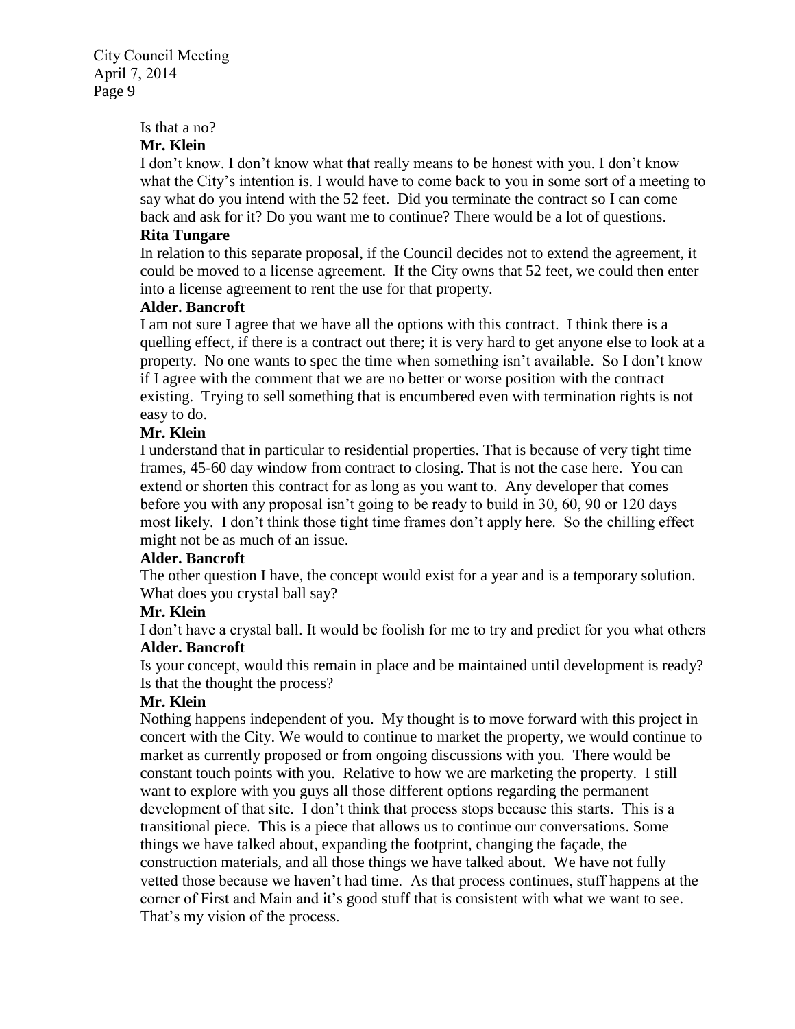Is that a no?

**Mr. Klein**

I don't know. I don't know what that really means to be honest with you. I don't know what the City's intention is. I would have to come back to you in some sort of a meeting to say what do you intend with the 52 feet. Did you terminate the contract so I can come back and ask for it? Do you want me to continue? There would be a lot of questions.

**Rita Tungare**

In relation to this separate proposal, if the Council decides not to extend the agreement, it could be moved to a license agreement. If the City owns that 52 feet, we could then enter into a license agreement to rent the use for that property.

**Alder. Bancroft**

I am not sure I agree that we have all the options with this contract. I think there is a quelling effect, if there is a contract out there; it is very hard to get anyone else to look at a property. No one wants to spec the time when something isn't available. So I don't know if I agree with the comment that we are no better or worse position with the contract existing. Trying to sell something that is encumbered even with termination rights is not easy to do.

**Mr. Klein**

I understand that in particular to residential properties. That is because of very tight time frames, 45-60 day window from contract to closing. That is not the case here. You can extend or shorten this contract for as long as you want to. Any developer that comes before you with any proposal isn't going to be ready to build in 30, 60, 90 or 120 days most likely. I don't think those tight time frames don't apply here. So the chilling effect might not be as much of an issue.

**Alder. Bancroft**

The other question I have, the concept would exist for a year and is a temporary solution. What does you crystal ball say?

**Mr. Klein**

I don't have a crystal ball. It would be foolish for me to try and predict for you what others

**Alder. Bancroft**

Is your concept, would this remain in place and be maintained until development is ready? Is that the thought the process?

**Mr. Klein**

Nothing happens independent of you. My thought is to move forward with this project in concert with the City. We would to continue to market the property, we would continue to market as currently proposed or from ongoing discussions with you. There would be constant touch points with you. Relative to how we are marketing the property. I still want to explore with you guys all those different options regarding the permanent development of that site. I don't think that process stops because this starts. This is a transitional piece. This is a piece that allows us to continue our conversations. Some things we have talked about, expanding the footprint, changing the façade, the construction materials, and all those things we have talked about. We have not fully vetted those because we haven't had time. As that process continues, stuff happens at the corner of First and Main and it's good stuff that is consistent with what we want to see. That's my vision of the process.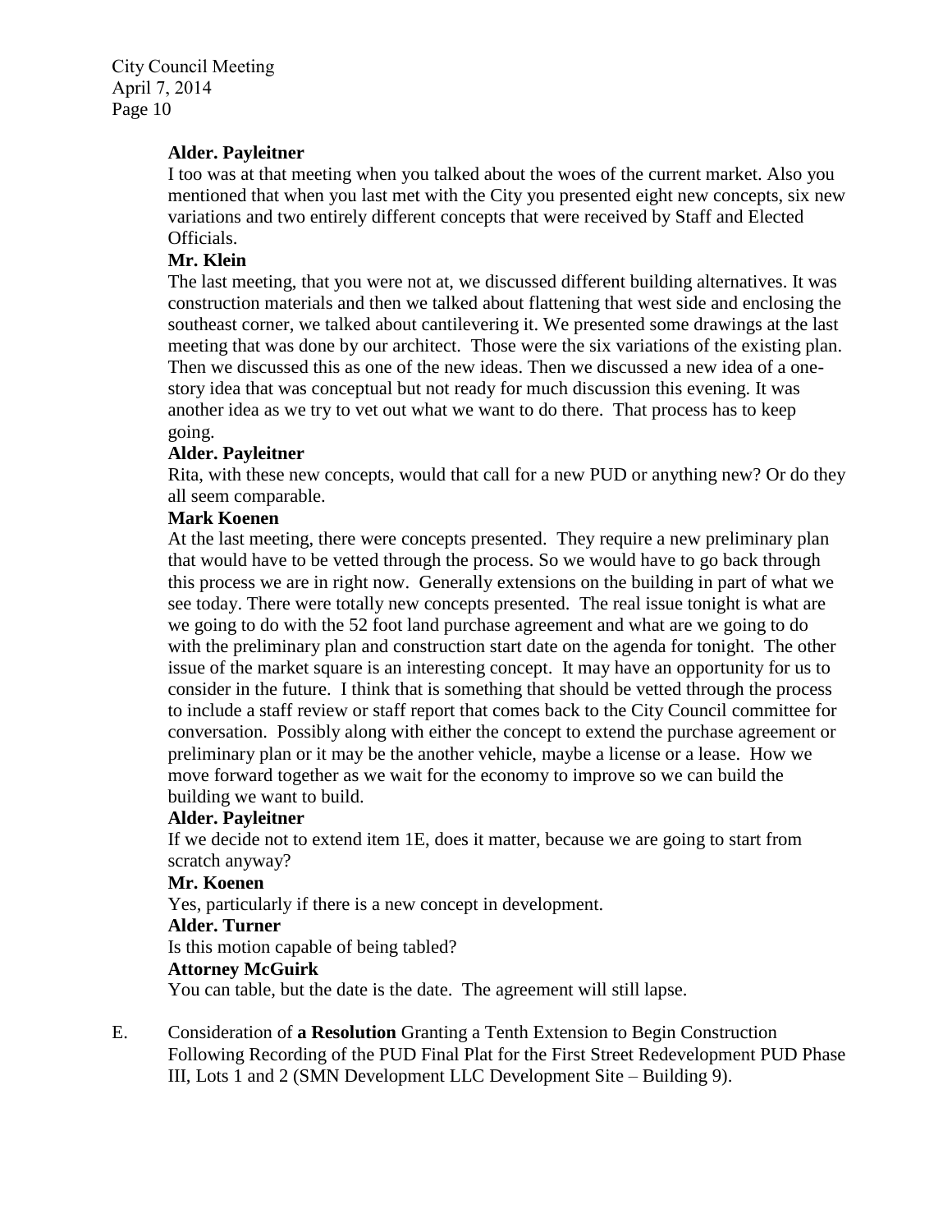**Alder. Payleitner**

I too was at that meeting when you talked about the woes of the current market. Also you mentioned that when you last met with the City you presented eight new concepts, six new variations and two entirely different concepts that were received by Staff and Elected Officials.

**Mr. Klein**

The last meeting, that you were not at, we discussed different building alternatives. It was construction materials and then we talked about flattening that west side and enclosing the southeast corner, we talked about cantilevering it. We presented some drawings at the last meeting that was done by our architect. Those were the six variations of the existing plan. Then we discussed this as one of the new ideas. Then we discussed a new idea of a one-story idea that was conceptual but not ready for much discussion this evening. It was another idea as we try to vet out what we want to do there. That process has to keep going.

**Alder. Payleitner**

Rita, with these new concepts, would that call for a new PUD or anything new? Or do they all seem comparable.

**Mark Koenen**

At the last meeting, there were concepts presented. They require a new preliminary plan that would have to be vetted through the process. So we would have to go back through this process we are in right now. Generally extensions on the building in part of what we see today. There were totally new concepts presented. The real issue tonight is what are we going to do with the 52 foot land purchase agreement and what are we going to do with the preliminary plan and construction start date on the agenda for tonight. The other issue of the market square is an interesting concept. It may have an opportunity for us to consider in the future. I think that is something that should be vetted through the process to include a staff review or staff report that comes back to the City Council committee for conversation. Possibly along with either the concept to extend the purchase agreement or preliminary plan or it may be the another vehicle, maybe a license or a lease. How we move forward together as we wait for the economy to improve so we can build the building we want to build.

**Alder. Payleitner**

If we decide not to extend item 1E, does it matter, because we are going to start from scratch anyway?

**Mr. Koenen**

Yes, particularly if there is a new concept in development.

**Alder. Turner**

Is this motion capable of being tabled?

**Attorney McGuirk**

You can table, but the date is the date. The agreement will still lapse.

E. Consideration of **a Resolution** Granting a Tenth Extension to Begin Construction Following Recording of the PUD Final Plat for the First Street Redevelopment PUD Phase III, Lots 1 and 2 (SMN Development LLC Development Site – Building 9).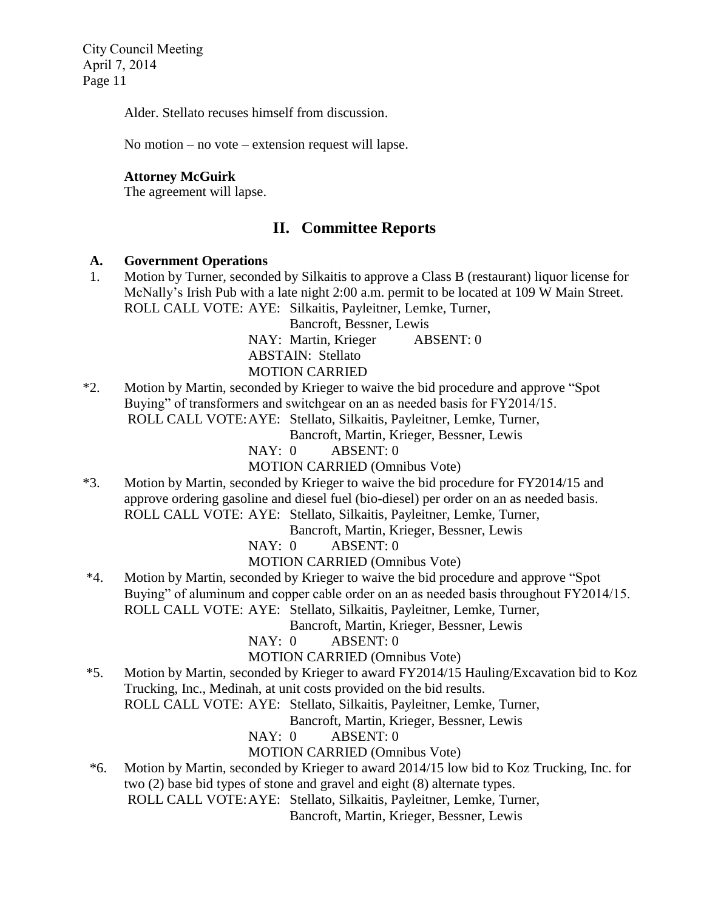Alder. Stellato recuses himself from discussion.

No motion – no vote – extension request will lapse.

**Attorney McGuirk**
The agreement will lapse.

## II. Committee Reports

**A. Government Operations**

1. Motion by Turner, seconded by Silkaitis to approve a Class B (restaurant) liquor license for McNally's Irish Pub with a late night 2:00 a.m. permit to be located at 109 W Main Street.
   ROLL CALL VOTE: AYE: Silkaitis, Payleitner, Lemke, Turner, Bancroft, Bessner, Lewis
   NAY: Martin, Krieger ABSENT: 0
   ABSTAIN: Stellato
   MOTION CARRIED

*2. Motion by Martin, seconded by Krieger to waive the bid procedure and approve "Spot Buying" of transformers and switchgear on an as needed basis for FY2014/15.
   ROLL CALL VOTE: AYE: Stellato, Silkaitis, Payleitner, Lemke, Turner, Bancroft, Martin, Krieger, Bessner, Lewis
   NAY: 0 ABSENT: 0
   MOTION CARRIED (Omnibus Vote)

*3. Motion by Martin, seconded by Krieger to waive the bid procedure for FY2014/15 and approve ordering gasoline and diesel fuel (bio-diesel) per order on an as needed basis.
   ROLL CALL VOTE: AYE: Stellato, Silkaitis, Payleitner, Lemke, Turner, Bancroft, Martin, Krieger, Bessner, Lewis
   NAY: 0 ABSENT: 0
   MOTION CARRIED (Omnibus Vote)

*4. Motion by Martin, seconded by Krieger to waive the bid procedure and approve "Spot Buying" of aluminum and copper cable order on an as needed basis throughout FY2014/15.
   ROLL CALL VOTE: AYE: Stellato, Silkaitis, Payleitner, Lemke, Turner, Bancroft, Martin, Krieger, Bessner, Lewis
   NAY: 0 ABSENT: 0
   MOTION CARRIED (Omnibus Vote)

*5. Motion by Martin, seconded by Krieger to award FY2014/15 Hauling/Excavation bid to Koz Trucking, Inc., Medinah, at unit costs provided on the bid results.
   ROLL CALL VOTE: AYE: Stellato, Silkaitis, Payleitner, Lemke, Turner, Bancroft, Martin, Krieger, Bessner, Lewis
   NAY: 0 ABSENT: 0
   MOTION CARRIED (Omnibus Vote)

*6. Motion by Martin, seconded by Krieger to award 2014/15 low bid to Koz Trucking, Inc. for two (2) base bid types of stone and gravel and eight (8) alternate types.
   ROLL CALL VOTE: AYE: Stellato, Silkaitis, Payleitner, Lemke, Turner, Bancroft, Martin, Krieger, Bessner, Lewis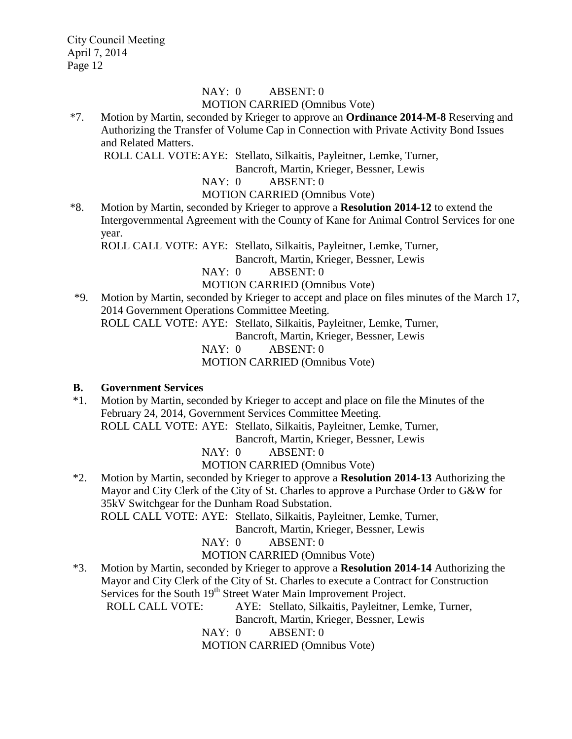NAY: 0 ABSENT: 0
MOTION CARRIED (Omnibus Vote)

*7. Motion by Martin, seconded by Krieger to approve an **Ordinance 2014-M-8** Reserving and Authorizing the Transfer of Volume Cap in Connection with Private Activity Bond Issues and Related Matters.
ROLL CALL VOTE: AYE: Stellato, Silkaitis, Payleitner, Lemke, Turner, Bancroft, Martin, Krieger, Bessner, Lewis
NAY: 0 ABSENT: 0
MOTION CARRIED (Omnibus Vote)

*8. Motion by Martin, seconded by Krieger to approve a **Resolution 2014-12** to extend the Intergovernmental Agreement with the County of Kane for Animal Control Services for one year.
ROLL CALL VOTE: AYE: Stellato, Silkaitis, Payleitner, Lemke, Turner, Bancroft, Martin, Krieger, Bessner, Lewis
NAY: 0 ABSENT: 0
MOTION CARRIED (Omnibus Vote)

*9. Motion by Martin, seconded by Krieger to accept and place on files minutes of the March 17, 2014 Government Operations Committee Meeting.
ROLL CALL VOTE: AYE: Stellato, Silkaitis, Payleitner, Lemke, Turner, Bancroft, Martin, Krieger, Bessner, Lewis
NAY: 0 ABSENT: 0
MOTION CARRIED (Omnibus Vote)

**B. Government Services**

*1. Motion by Martin, seconded by Krieger to accept and place on file the Minutes of the February 24, 2014, Government Services Committee Meeting.
ROLL CALL VOTE: AYE: Stellato, Silkaitis, Payleitner, Lemke, Turner, Bancroft, Martin, Krieger, Bessner, Lewis
NAY: 0 ABSENT: 0
MOTION CARRIED (Omnibus Vote)

*2. Motion by Martin, seconded by Krieger to approve a **Resolution 2014-13** Authorizing the Mayor and City Clerk of the City of St. Charles to approve a Purchase Order to G&W for 35kV Switchgear for the Dunham Road Substation.
ROLL CALL VOTE: AYE: Stellato, Silkaitis, Payleitner, Lemke, Turner, Bancroft, Martin, Krieger, Bessner, Lewis
NAY: 0 ABSENT: 0
MOTION CARRIED (Omnibus Vote)

*3. Motion by Martin, seconded by Krieger to approve a **Resolution 2014-14** Authorizing the Mayor and City Clerk of the City of St. Charles to execute a Contract for Construction Services for the South 19th Street Water Main Improvement Project.
ROLL CALL VOTE: AYE: Stellato, Silkaitis, Payleitner, Lemke, Turner, Bancroft, Martin, Krieger, Bessner, Lewis
NAY: 0 ABSENT: 0
MOTION CARRIED (Omnibus Vote)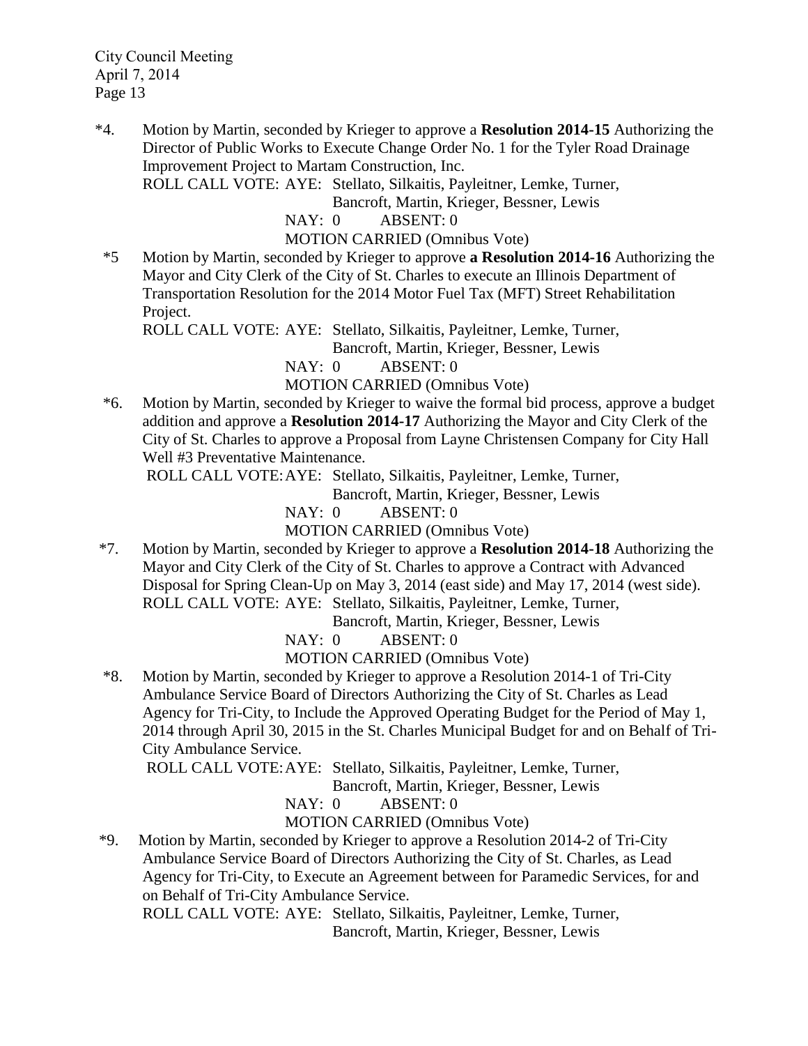*4. Motion by Martin, seconded by Krieger to approve a **Resolution 2014-15** Authorizing the Director of Public Works to Execute Change Order No. 1 for the Tyler Road Drainage Improvement Project to Martam Construction, Inc.

ROLL CALL VOTE: AYE: Stellato, Silkaitis, Payleitner, Lemke, Turner, Bancroft, Martin, Krieger, Bessner, Lewis

NAY: 0 ABSENT: 0

MOTION CARRIED (Omnibus Vote)

*5 Motion by Martin, seconded by Krieger to approve **a Resolution 2014-16** Authorizing the Mayor and City Clerk of the City of St. Charles to execute an Illinois Department of Transportation Resolution for the 2014 Motor Fuel Tax (MFT) Street Rehabilitation Project.

ROLL CALL VOTE: AYE: Stellato, Silkaitis, Payleitner, Lemke, Turner, Bancroft, Martin, Krieger, Bessner, Lewis

NAY: 0 ABSENT: 0

MOTION CARRIED (Omnibus Vote)

*6. Motion by Martin, seconded by Krieger to waive the formal bid process, approve a budget addition and approve a **Resolution 2014-17** Authorizing the Mayor and City Clerk of the City of St. Charles to approve a Proposal from Layne Christensen Company for City Hall Well #3 Preventative Maintenance.

ROLL CALL VOTE: AYE: Stellato, Silkaitis, Payleitner, Lemke, Turner, Bancroft, Martin, Krieger, Bessner, Lewis

NAY: 0 ABSENT: 0

MOTION CARRIED (Omnibus Vote)

*7. Motion by Martin, seconded by Krieger to approve a **Resolution 2014-18** Authorizing the Mayor and City Clerk of the City of St. Charles to approve a Contract with Advanced Disposal for Spring Clean-Up on May 3, 2014 (east side) and May 17, 2014 (west side).

ROLL CALL VOTE: AYE: Stellato, Silkaitis, Payleitner, Lemke, Turner, Bancroft, Martin, Krieger, Bessner, Lewis

NAY: 0 ABSENT: 0

MOTION CARRIED (Omnibus Vote)

*8. Motion by Martin, seconded by Krieger to approve a Resolution 2014-1 of Tri-City Ambulance Service Board of Directors Authorizing the City of St. Charles as Lead Agency for Tri-City, to Include the Approved Operating Budget for the Period of May 1, 2014 through April 30, 2015 in the St. Charles Municipal Budget for and on Behalf of Tri-City Ambulance Service.

ROLL CALL VOTE: AYE: Stellato, Silkaitis, Payleitner, Lemke, Turner, Bancroft, Martin, Krieger, Bessner, Lewis

NAY: 0 ABSENT: 0

MOTION CARRIED (Omnibus Vote)

*9. Motion by Martin, seconded by Krieger to approve a Resolution 2014-2 of Tri-City Ambulance Service Board of Directors Authorizing the City of St. Charles, as Lead Agency for Tri-City, to Execute an Agreement between for Paramedic Services, for and on Behalf of Tri-City Ambulance Service.

ROLL CALL VOTE: AYE: Stellato, Silkaitis, Payleitner, Lemke, Turner, Bancroft, Martin, Krieger, Bessner, Lewis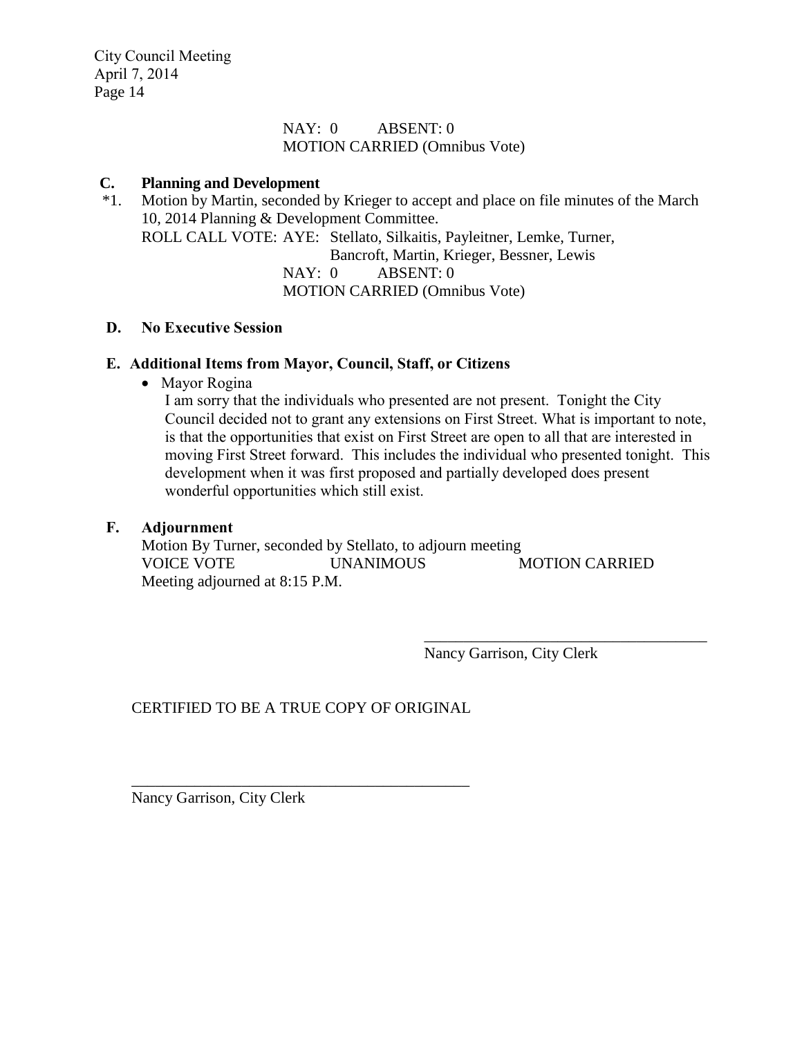NAY: 0 ABSENT: 0
MOTION CARRIED (Omnibus Vote)

**C. Planning and Development**

*1. Motion by Martin, seconded by Krieger to accept and place on file minutes of the March 10, 2014 Planning & Development Committee.
ROLL CALL VOTE: AYE: Stellato, Silkaitis, Payleitner, Lemke, Turner, Bancroft, Martin, Krieger, Bessner, Lewis
NAY: 0 ABSENT: 0
MOTION CARRIED (Omnibus Vote)

**D. No Executive Session**

**E. Additional Items from Mayor, Council, Staff, or Citizens**

- Mayor Rogina
  I am sorry that the individuals who presented are not present. Tonight the City Council decided not to grant any extensions on First Street. What is important to note, is that the opportunities that exist on First Street are open to all that are interested in moving First Street forward. This includes the individual who presented tonight. This development when it was first proposed and partially developed does present wonderful opportunities which still exist.

**F. Adjournment**

Motion By Turner, seconded by Stellato, to adjourn meeting
VOICE VOTE UNANIMOUS MOTION CARRIED
Meeting adjourned at 8:15 P.M.

_____________________________________
Nancy Garrison, City Clerk

CERTIFIED TO BE A TRUE COPY OF ORIGINAL

_____________________________________
Nancy Garrison, City Clerk